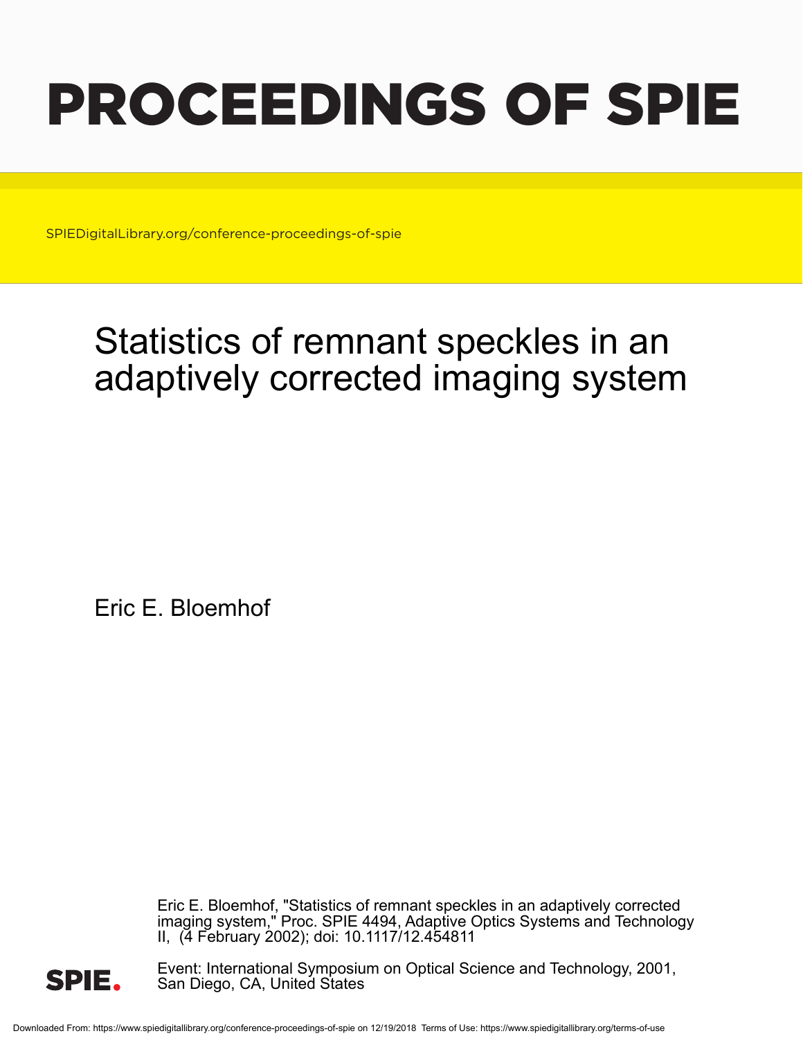# PROCEEDINGS OF SPIE

SPIEDigitalLibrary.org/conference-proceedings-of-spie

# Statistics of remnant speckles in an adaptively corrected imaging system

Eric E. Bloemhof

Eric E. Bloemhof, "Statistics of remnant speckles in an adaptively corrected imaging system," Proc. SPIE 4494, Adaptive Optics Systems and Technology II, (4 February 2002); doi: 10.1117/12.454811

Event: International Symposium on Optical Science and Technology, 2001, San Diego, CA, United States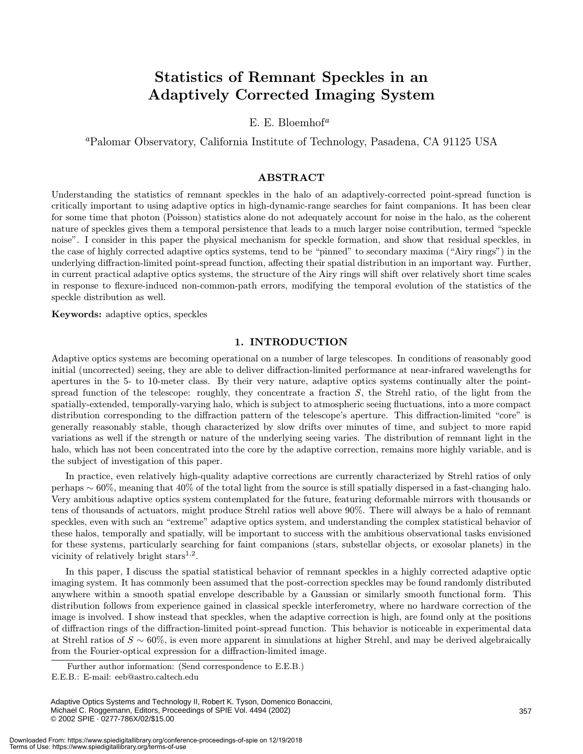# Statistics of Remnant Speckles in an Adaptively Corrected Imaging System

E. E. Bloemhof[a]

[a]Palomar Observatory, California Institute of Technology, Pasadena, CA 91125 USA

## ABSTRACT

Understanding the statistics of remnant speckles in the halo of an adaptively-corrected point-spread function is critically important to using adaptive optics in high-dynamic-range searches for faint companions. It has been clear for some time that photon (Poisson) statistics alone do not adequately account for noise in the halo, as the coherent nature of speckles gives them a temporal persistence that leads to a much larger noise contribution, termed "speckle noise". I consider in this paper the physical mechanism for speckle formation, and show that residual speckles, in the case of highly corrected adaptive optics systems, tend to be "pinned" to secondary maxima ("Airy rings") in the underlying diffraction-limited point-spread function, affecting their spatial distribution in an important way. Further, in current practical adaptive optics systems, the structure of the Airy rings will shift over relatively short time scales in response to flexure-induced non-common-path errors, modifying the temporal evolution of the statistics of the speckle distribution as well.

**Keywords:** adaptive optics, speckles

## 1. INTRODUCTION

Adaptive optics systems are becoming operational on a number of large telescopes. In conditions of reasonably good initial (uncorrected) seeing, they are able to deliver diffraction-limited performance at near-infrared wavelengths for apertures in the 5- to 10-meter class. By their very nature, adaptive optics systems continually alter the point-spread function of the telescope: roughly, they concentrate a fraction $S$, the Strehl ratio, of the light from the spatially-extended, temporally-varying halo, which is subject to atmospheric seeing fluctuations, into a more compact distribution corresponding to the diffraction pattern of the telescope's aperture. This diffraction-limited "core" is generally reasonably stable, though characterized by slow drifts over minutes of time, and subject to more rapid variations as well if the strength or nature of the underlying seeing varies. The distribution of remnant light in the halo, which has not been concentrated into the core by the adaptive correction, remains more highly variable, and is the subject of investigation of this paper.

In practice, even relatively high-quality adaptive corrections are currently characterized by Strehl ratios of only perhaps $\sim 60\%$, meaning that 40% of the total light from the source is still spatially dispersed in a fast-changing halo. Very ambitious adaptive optics system contemplated for the future, featuring deformable mirrors with thousands or tens of thousands of actuators, might produce Strehl ratios well above 90%. There will always be a halo of remnant speckles, even with such an "extreme" adaptive optics system, and understanding the complex statistical behavior of these halos, temporally and spatially, will be important to success with the ambitious observational tasks envisioned for these systems, particularly searching for faint companions (stars, substellar objects, or exosolar planets) in the vicinity of relatively bright stars[1,2].

In this paper, I discuss the spatial statistical behavior of remnant speckles in a highly corrected adaptive optic imaging system. It has commonly been assumed that the post-correction speckles may be found randomly distributed anywhere within a smooth spatial envelope describable by a Gaussian or similarly smooth functional form. This distribution follows from experience gained in classical speckle interferometry, where no hardware correction of the image is involved. I show instead that speckles, when the adaptive correction is high, are found only at the positions of diffraction rings of the diffraction-limited point-spread function. This behavior is noticeable in experimental data at Strehl ratios of $S \sim 60\%$, is even more apparent in simulations at higher Strehl, and may be derived algebraically from the Fourier-optical expression for a diffraction-limited image.

Further author information: (Send correspondence to E.E.B.)
E.E.B.: E-mail: eeb@astro.caltech.edu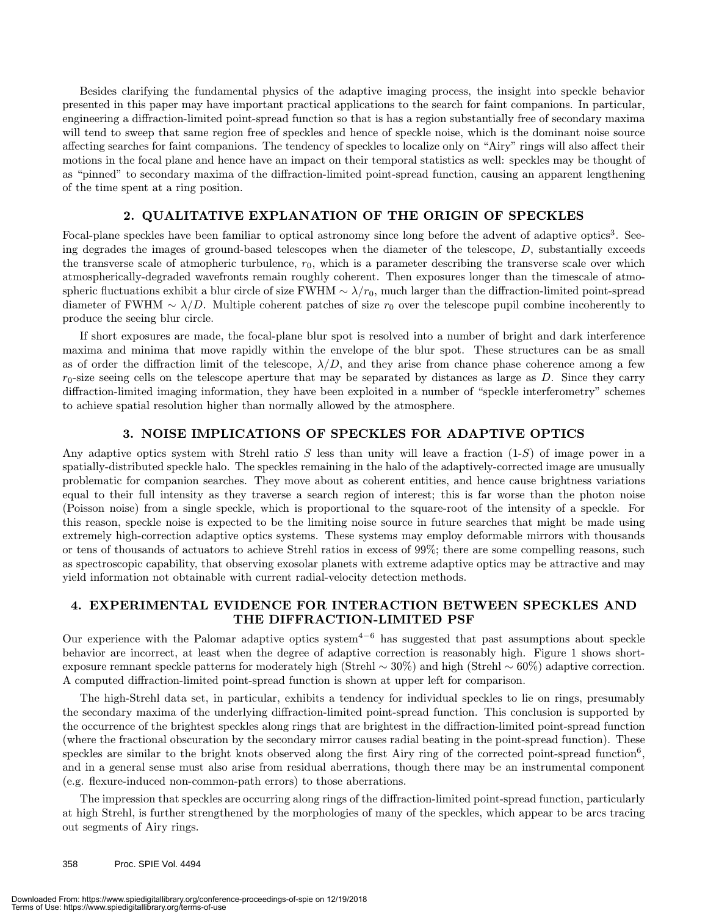Besides clarifying the fundamental physics of the adaptive imaging process, the insight into speckle behavior presented in this paper may have important practical applications to the search for faint companions. In particular, engineering a diffraction-limited point-spread function so that is has a region substantially free of secondary maxima will tend to sweep that same region free of speckles and hence of speckle noise, which is the dominant noise source affecting searches for faint companions. The tendency of speckles to localize only on "Airy" rings will also affect their motions in the focal plane and hence have an impact on their temporal statistics as well: speckles may be thought of as "pinned" to secondary maxima of the diffraction-limited point-spread function, causing an apparent lengthening of the time spent at a ring position.

## 2. QUALITATIVE EXPLANATION OF THE ORIGIN OF SPECKLES

Focal-plane speckles have been familiar to optical astronomy since long before the advent of adaptive optics[3]. Seeing degrades the images of ground-based telescopes when the diameter of the telescope, $D$, substantially exceeds the transverse scale of atmopheric turbulence, $r_0$, which is a parameter describing the transverse scale over which atmospherically-degraded wavefronts remain roughly coherent. Then exposures longer than the timescale of atmospheric fluctuations exhibit a blur circle of size FWHM $\sim \lambda/r_0$, much larger than the diffraction-limited point-spread diameter of FWHM $\sim \lambda/D$. Multiple coherent patches of size $r_0$ over the telescope pupil combine incoherently to produce the seeing blur circle.

If short exposures are made, the focal-plane blur spot is resolved into a number of bright and dark interference maxima and minima that move rapidly within the envelope of the blur spot. These structures can be as small as of order the diffraction limit of the telescope, $\lambda/D$, and they arise from chance phase coherence among a few $r_0$-size seeing cells on the telescope aperture that may be separated by distances as large as $D$. Since they carry diffraction-limited imaging information, they have been exploited in a number of "speckle interferometry" schemes to achieve spatial resolution higher than normally allowed by the atmosphere.

## 3. NOISE IMPLICATIONS OF SPECKLES FOR ADAPTIVE OPTICS

Any adaptive optics system with Strehl ratio $S$ less than unity will leave a fraction (1-$S$) of image power in a spatially-distributed speckle halo. The speckles remaining in the halo of the adaptively-corrected image are unusually problematic for companion searches. They move about as coherent entities, and hence cause brightness variations equal to their full intensity as they traverse a search region of interest; this is far worse than the photon noise (Poisson noise) from a single speckle, which is proportional to the square-root of the intensity of a speckle. For this reason, speckle noise is expected to be the limiting noise source in future searches that might be made using extremely high-correction adaptive optics systems. These systems may employ deformable mirrors with thousands or tens of thousands of actuators to achieve Strehl ratios in excess of 99%; there are some compelling reasons, such as spectroscopic capability, that observing exosolar planets with extreme adaptive optics may be attractive and may yield information not obtainable with current radial-velocity detection methods.

## 4. EXPERIMENTAL EVIDENCE FOR INTERACTION BETWEEN SPECKLES AND THE DIFFRACTION-LIMITED PSF

Our experience with the Palomar adaptive optics system[4–6] has suggested that past assumptions about speckle behavior are incorrect, at least when the degree of adaptive correction is reasonably high. Figure 1 shows short-exposure remnant speckle patterns for moderately high (Strehl $\sim$ 30%) and high (Strehl $\sim$ 60%) adaptive correction. A computed diffraction-limited point-spread function is shown at upper left for comparison.

The high-Strehl data set, in particular, exhibits a tendency for individual speckles to lie on rings, presumably the secondary maxima of the underlying diffraction-limited point-spread function. This conclusion is supported by the occurrence of the brightest speckles along rings that are brightest in the diffraction-limited point-spread function (where the fractional obscuration by the secondary mirror causes radial beating in the point-spread function). These speckles are similar to the bright knots observed along the first Airy ring of the corrected point-spread function[6], and in a general sense must also arise from residual aberrations, though there may be an instrumental component (e.g. flexure-induced non-common-path errors) to those aberrations.

The impression that speckles are occurring along rings of the diffraction-limited point-spread function, particularly at high Strehl, is further strengthened by the morphologies of many of the speckles, which appear to be arcs tracing out segments of Airy rings.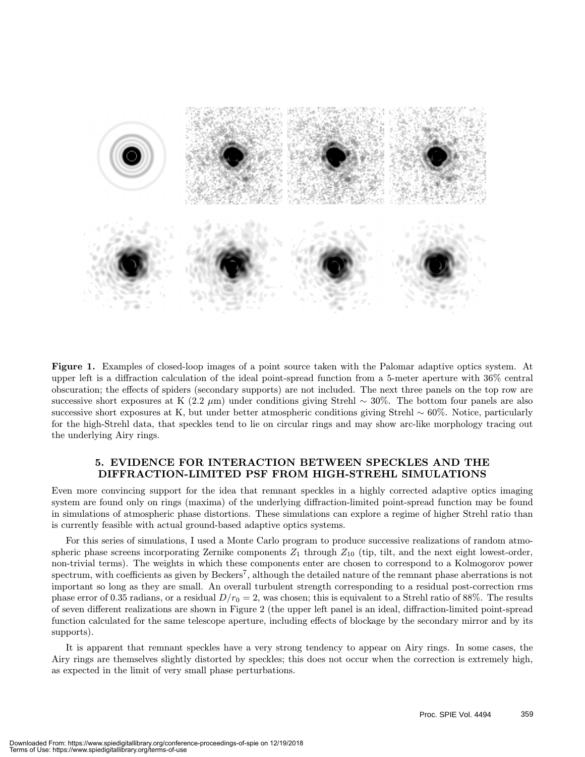**Figure 1.** Examples of closed-loop images of a point source taken with the Palomar adaptive optics system. At upper left is a diffraction calculation of the ideal point-spread function from a 5-meter aperture with 36% central obscuration; the effects of spiders (secondary supports) are not included. The next three panels on the top row are successive short exposures at K (2.2 $\mu$m) under conditions giving Strehl $\sim$ 30%. The bottom four panels are also successive short exposures at K, but under better atmospheric conditions giving Strehl $\sim$ 60%. Notice, particularly for the high-Strehl data, that speckles tend to lie on circular rings and may show arc-like morphology tracing out the underlying Airy rings.

## 5. EVIDENCE FOR INTERACTION BETWEEN SPECKLES AND THE DIFFRACTION-LIMITED PSF FROM HIGH-STREHL SIMULATIONS

Even more convincing support for the idea that remnant speckles in a highly corrected adaptive optics imaging system are found only on rings (maxima) of the underlying diffraction-limited point-spread function may be found in simulations of atmospheric phase distortions. These simulations can explore a regime of higher Strehl ratio than is currently feasible with actual ground-based adaptive optics systems.

For this series of simulations, I used a Monte Carlo program to produce successive realizations of random atmospheric phase screens incorporating Zernike components $Z_1$ through $Z_{10}$ (tip, tilt, and the next eight lowest-order, non-trivial terms). The weights in which these components enter are chosen to correspond to a Kolmogorov power spectrum, with coefficients as given by Beckers[7], although the detailed nature of the remnant phase aberrations is not important so long as they are small. An overall turbulent strength corresponding to a residual post-correction rms phase error of 0.35 radians, or a residual $D/r_0 = 2$, was chosen; this is equivalent to a Strehl ratio of 88%. The results of seven different realizations are shown in Figure 2 (the upper left panel is an ideal, diffraction-limited point-spread function calculated for the same telescope aperture, including effects of blockage by the secondary mirror and by its supports).

It is apparent that remnant speckles have a very strong tendency to appear on Airy rings. In some cases, the Airy rings are themselves slightly distorted by speckles; this does not occur when the correction is extremely high, as expected in the limit of very small phase perturbations.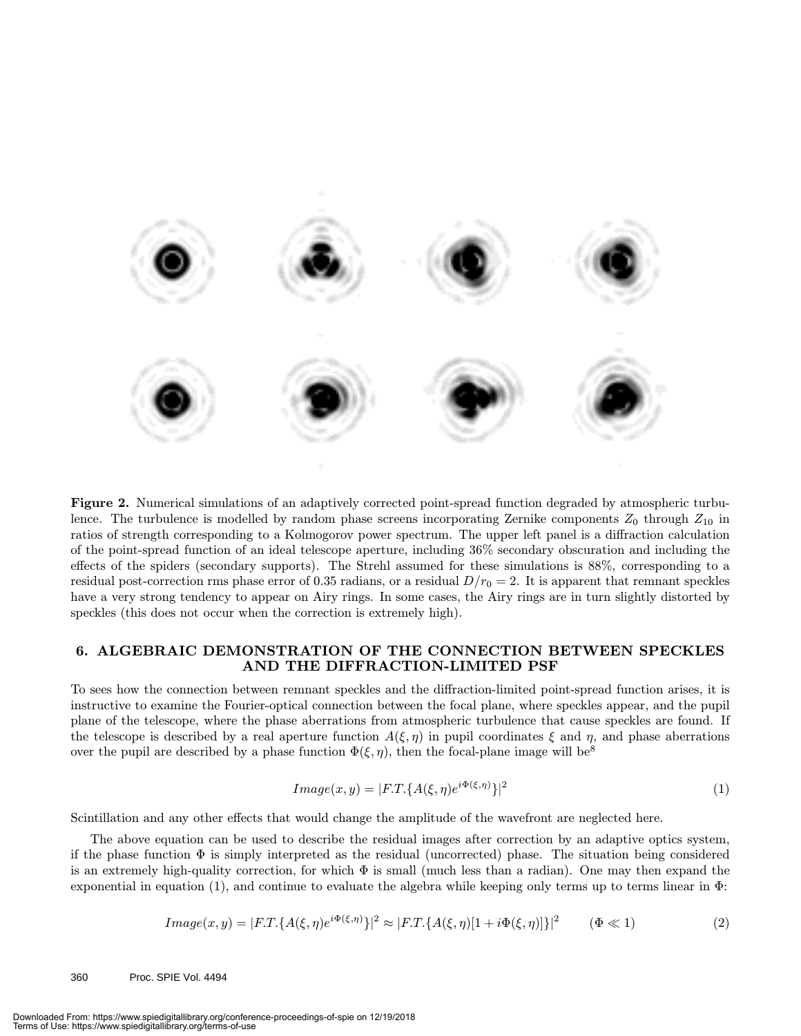**Figure 2.** Numerical simulations of an adaptively corrected point-spread function degraded by atmospheric turbulence. The turbulence is modelled by random phase screens incorporating Zernike components $Z_0$ through $Z_{10}$ in ratios of strength corresponding to a Kolmogorov power spectrum. The upper left panel is a diffraction calculation of the point-spread function of an ideal telescope aperture, including 36% secondary obscuration and including the effects of the spiders (secondary supports). The Strehl assumed for these simulations is 88%, corresponding to a residual post-correction rms phase error of 0.35 radians, or a residual $D/r_0 = 2$. It is apparent that remnant speckles have a very strong tendency to appear on Airy rings. In some cases, the Airy rings are in turn slightly distorted by speckles (this does not occur when the correction is extremely high).

## 6. ALGEBRAIC DEMONSTRATION OF THE CONNECTION BETWEEN SPECKLES AND THE DIFFRACTION-LIMITED PSF

To sees how the connection between remnant speckles and the diffraction-limited point-spread function arises, it is instructive to examine the Fourier-optical connection between the focal plane, where speckles appear, and the pupil plane of the telescope, where the phase aberrations from atmospheric turbulence that cause speckles are found. If the telescope is described by a real aperture function $A(\xi, \eta)$ in pupil coordinates $\xi$ and $\eta$, and phase aberrations over the pupil are described by a phase function $\Phi(\xi, \eta)$, then the focal-plane image will be[8]

$$Image(x, y) = |F.T.\{A(\xi, \eta)e^{i\Phi(\xi,\eta)}\}|^2 \tag{1}$$

Scintillation and any other effects that would change the amplitude of the wavefront are neglected here.

The above equation can be used to describe the residual images after correction by an adaptive optics system, if the phase function $\Phi$ is simply interpreted as the residual (uncorrected) phase. The situation being considered is an extremely high-quality correction, for which $\Phi$ is small (much less than a radian). One may then expand the exponential in equation (1), and continue to evaluate the algebra while keeping only terms up to terms linear in $\Phi$:

$$Image(x, y) = |F.T.\{A(\xi, \eta)e^{i\Phi(\xi,\eta)}\}|^2 \approx |F.T.\{A(\xi, \eta)[1 + i\Phi(\xi, \eta)]\}|^2 \qquad (\Phi \ll 1) \tag{2}$$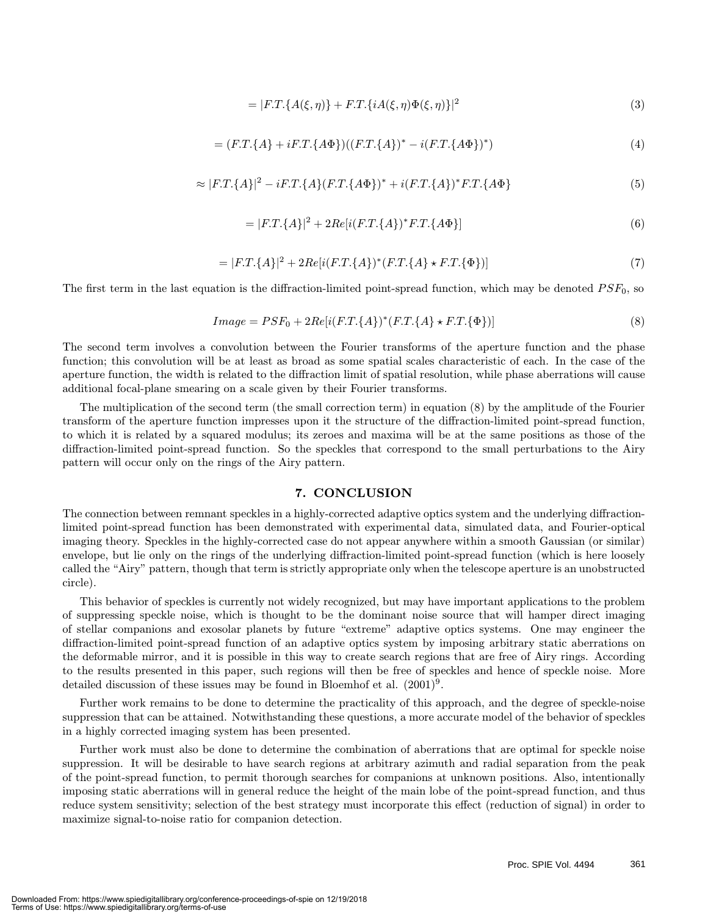$$= |F.T.\{A(\xi,\eta)\} + F.T.\{iA(\xi,\eta)\Phi(\xi,\eta)\}|^2 \tag{3}$$

$$= (F.T.\{A\} + iF.T.\{A\Phi\})((F.T.\{A\})^* - i(F.T.\{A\Phi\})^*) \tag{4}$$

$$\approx |F.T.\{A\}|^2 - iF.T.\{A\}(F.T.\{A\Phi\})^* + i(F.T.\{A\})^* F.T.\{A\Phi\} \tag{5}$$

$$= |F.T.\{A\}|^2 + 2Re[i(F.T.\{A\})^* F.T.\{A\Phi\}] \tag{6}$$

$$= |F.T.\{A\}|^2 + 2Re[i(F.T.\{A\})^*(F.T.\{A\} \star F.T.\{\Phi\})] \tag{7}$$

The first term in the last equation is the diffraction-limited point-spread function, which may be denoted $PSF_0$, so

$$Image = PSF_0 + 2Re[i(F.T.\{A\})^*(F.T.\{A\} \star F.T.\{\Phi\})] \tag{8}$$

The second term involves a convolution between the Fourier transforms of the aperture function and the phase function; this convolution will be at least as broad as some spatial scales characteristic of each. In the case of the aperture function, the width is related to the diffraction limit of spatial resolution, while phase aberrations will cause additional focal-plane smearing on a scale given by their Fourier transforms.

The multiplication of the second term (the small correction term) in equation (8) by the amplitude of the Fourier transform of the aperture function impresses upon it the structure of the diffraction-limited point-spread function, to which it is related by a squared modulus; its zeroes and maxima will be at the same positions as those of the diffraction-limited point-spread function. So the speckles that correspond to the small perturbations to the Airy pattern will occur only on the rings of the Airy pattern.

## 7. CONCLUSION

The connection between remnant speckles in a highly-corrected adaptive optics system and the underlying diffraction-limited point-spread function has been demonstrated with experimental data, simulated data, and Fourier-optical imaging theory. Speckles in the highly-corrected case do not appear anywhere within a smooth Gaussian (or similar) envelope, but lie only on the rings of the underlying diffraction-limited point-spread function (which is here loosely called the "Airy" pattern, though that term is strictly appropriate only when the telescope aperture is an unobstructed circle).

This behavior of speckles is currently not widely recognized, but may have important applications to the problem of suppressing speckle noise, which is thought to be the dominant noise source that will hamper direct imaging of stellar companions and exosolar planets by future "extreme" adaptive optics systems. One may engineer the diffraction-limited point-spread function of an adaptive optics system by imposing arbitrary static aberrations on the deformable mirror, and it is possible in this way to create search regions that are free of Airy rings. According to the results presented in this paper, such regions will then be free of speckles and hence of speckle noise. More detailed discussion of these issues may be found in Bloemhof et al. (2001)[9].

Further work remains to be done to determine the practicality of this approach, and the degree of speckle-noise suppression that can be attained. Notwithstanding these questions, a more accurate model of the behavior of speckles in a highly corrected imaging system has been presented.

Further work must also be done to determine the combination of aberrations that are optimal for speckle noise suppression. It will be desirable to have search regions at arbitrary azimuth and radial separation from the peak of the point-spread function, to permit thorough searches for companions at unknown positions. Also, intentionally imposing static aberrations will in general reduce the height of the main lobe of the point-spread function, and thus reduce system sensitivity; selection of the best strategy must incorporate this effect (reduction of signal) in order to maximize signal-to-noise ratio for companion detection.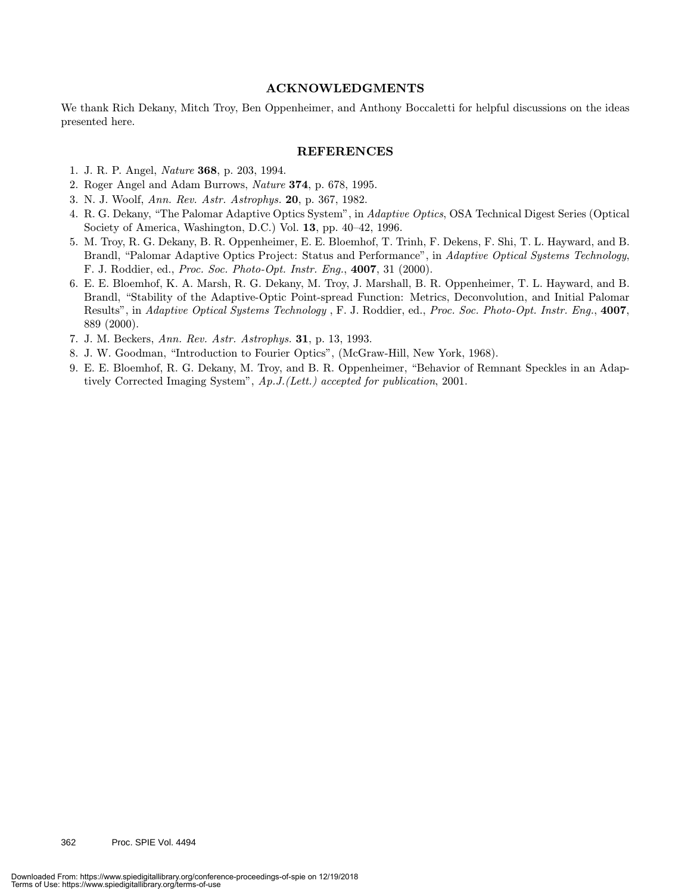## ACKNOWLEDGMENTS

We thank Rich Dekany, Mitch Troy, Ben Oppenheimer, and Anthony Boccaletti for helpful discussions on the ideas presented here.

## REFERENCES

1. J. R. P. Angel, *Nature* **368**, p. 203, 1994.
2. Roger Angel and Adam Burrows, *Nature* **374**, p. 678, 1995.
3. N. J. Woolf, *Ann. Rev. Astr. Astrophys.* **20**, p. 367, 1982.
4. R. G. Dekany, "The Palomar Adaptive Optics System", in *Adaptive Optics*, OSA Technical Digest Series (Optical Society of America, Washington, D.C.) Vol. **13**, pp. 40–42, 1996.
5. M. Troy, R. G. Dekany, B. R. Oppenheimer, E. E. Bloemhof, T. Trinh, F. Dekens, F. Shi, T. L. Hayward, and B. Brandl, "Palomar Adaptive Optics Project: Status and Performance", in *Adaptive Optical Systems Technology*, F. J. Roddier, ed., *Proc. Soc. Photo-Opt. Instr. Eng.*, **4007**, 31 (2000).
6. E. E. Bloemhof, K. A. Marsh, R. G. Dekany, M. Troy, J. Marshall, B. R. Oppenheimer, T. L. Hayward, and B. Brandl, "Stability of the Adaptive-Optic Point-spread Function: Metrics, Deconvolution, and Initial Palomar Results", in *Adaptive Optical Systems Technology* , F. J. Roddier, ed., *Proc. Soc. Photo-Opt. Instr. Eng.*, **4007**, 889 (2000).
7. J. M. Beckers, *Ann. Rev. Astr. Astrophys.* **31**, p. 13, 1993.
8. J. W. Goodman, "Introduction to Fourier Optics", (McGraw-Hill, New York, 1968).
9. E. E. Bloemhof, R. G. Dekany, M. Troy, and B. R. Oppenheimer, "Behavior of Remnant Speckles in an Adaptively Corrected Imaging System", *Ap.J.(Lett.) accepted for publication*, 2001.